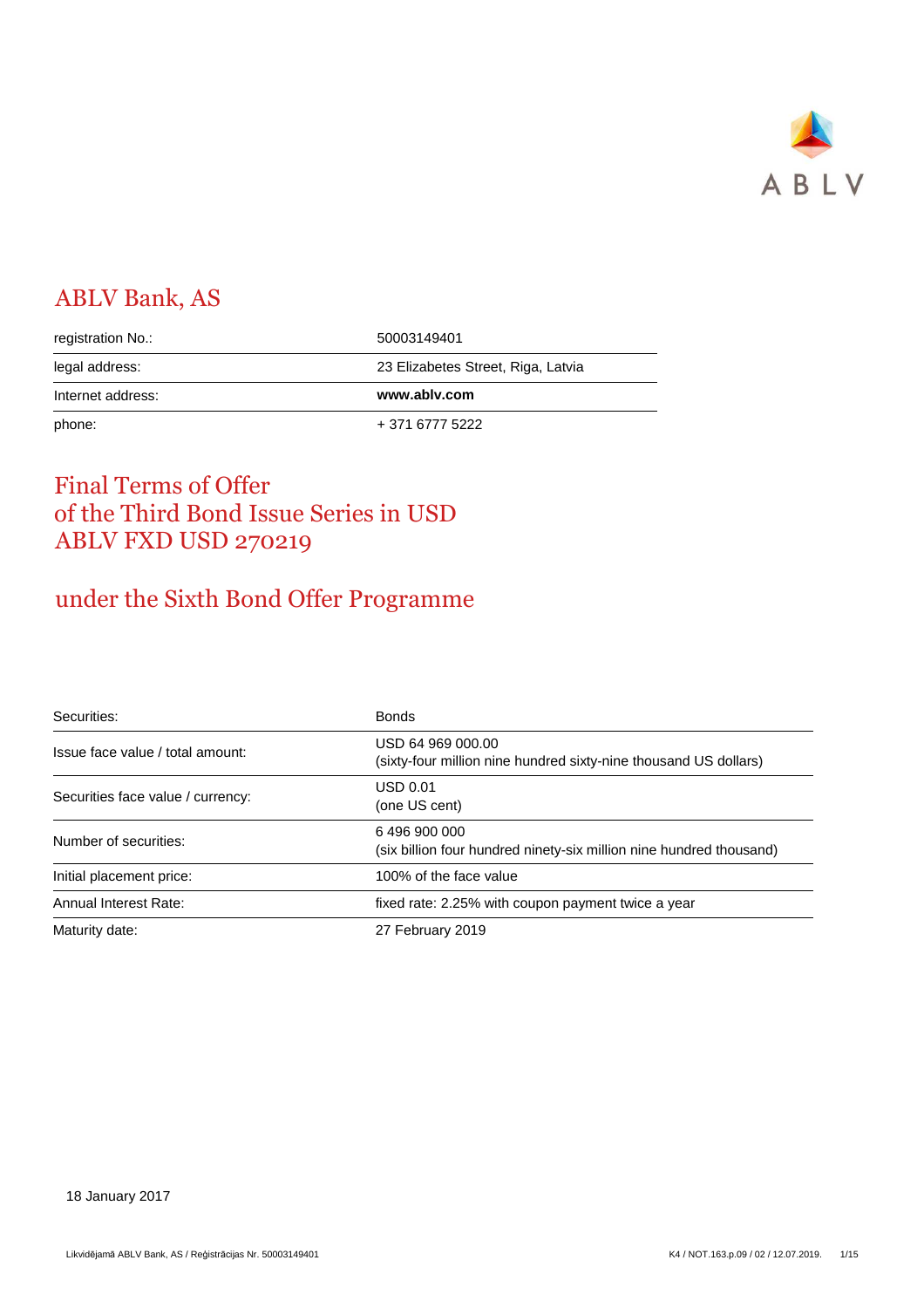ABLV

# ABLV Bank, AS

| | |
|---|---|
| registration No.: | 50003149401 |
| legal address: | 23 Elizabetes Street, Riga, Latvia |
| Internet address: | **www.ablv.com** |
| phone: | + 371 6777 5222 |

# Final Terms of Offer of the Third Bond Issue Series in USD ABLV FXD USD 270219

## under the Sixth Bond Offer Programme

| | |
|---|---|
| Securities: | Bonds |
| Issue face value / total amount: | USD 64 969 000.00<br>(sixty-four million nine hundred sixty-nine thousand US dollars) |
| Securities face value / currency: | USD 0.01<br>(one US cent) |
| Number of securities: | 6 496 900 000<br>(six billion four hundred ninety-six million nine hundred thousand) |
| Initial placement price: | 100% of the face value |
| Annual Interest Rate: | fixed rate: 2.25% with coupon payment twice a year |
| Maturity date: | 27 February 2019 |

18 January 2017

Likvidējamā ABLV Bank, AS / Reģistrācijas Nr. 50003149401 K4 / NOT.163.p.09 / 02 / 12.07.2019.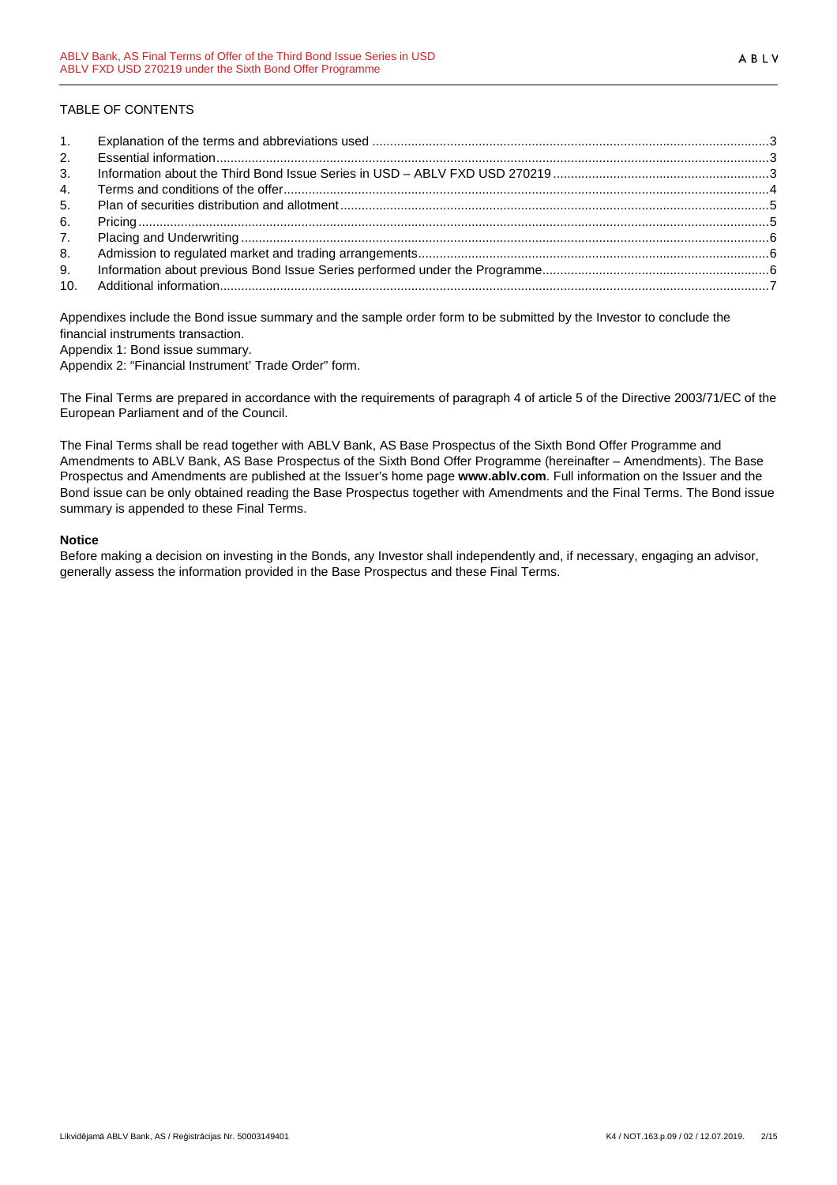TABLE OF CONTENTS

1. Explanation of the terms and abbreviations used .......... 3
2. Essential information .......... 3
3. Information about the Third Bond Issue Series in USD – ABLV FXD USD 270219 .......... 3
4. Terms and conditions of the offer .......... 4
5. Plan of securities distribution and allotment .......... 5
6. Pricing .......... 5
7. Placing and Underwriting .......... 6
8. Admission to regulated market and trading arrangements .......... 6
9. Information about previous Bond Issue Series performed under the Programme .......... 6
10. Additional information .......... 7

Appendixes include the Bond issue summary and the sample order form to be submitted by the Investor to conclude the financial instruments transaction.

Appendix 1: Bond issue summary.

Appendix 2: "Financial Instrument' Trade Order" form.

The Final Terms are prepared in accordance with the requirements of paragraph 4 of article 5 of the Directive 2003/71/EC of the European Parliament and of the Council.

The Final Terms shall be read together with ABLV Bank, AS Base Prospectus of the Sixth Bond Offer Programme and Amendments to ABLV Bank, AS Base Prospectus of the Sixth Bond Offer Programme (hereinafter – Amendments). The Base Prospectus and Amendments are published at the Issuer's home page **www.ablv.com**. Full information on the Issuer and the Bond issue can be only obtained reading the Base Prospectus together with Amendments and the Final Terms. The Bond issue summary is appended to these Final Terms.

**Notice**

Before making a decision on investing in the Bonds, any Investor shall independently and, if necessary, engaging an advisor, generally assess the information provided in the Base Prospectus and these Final Terms.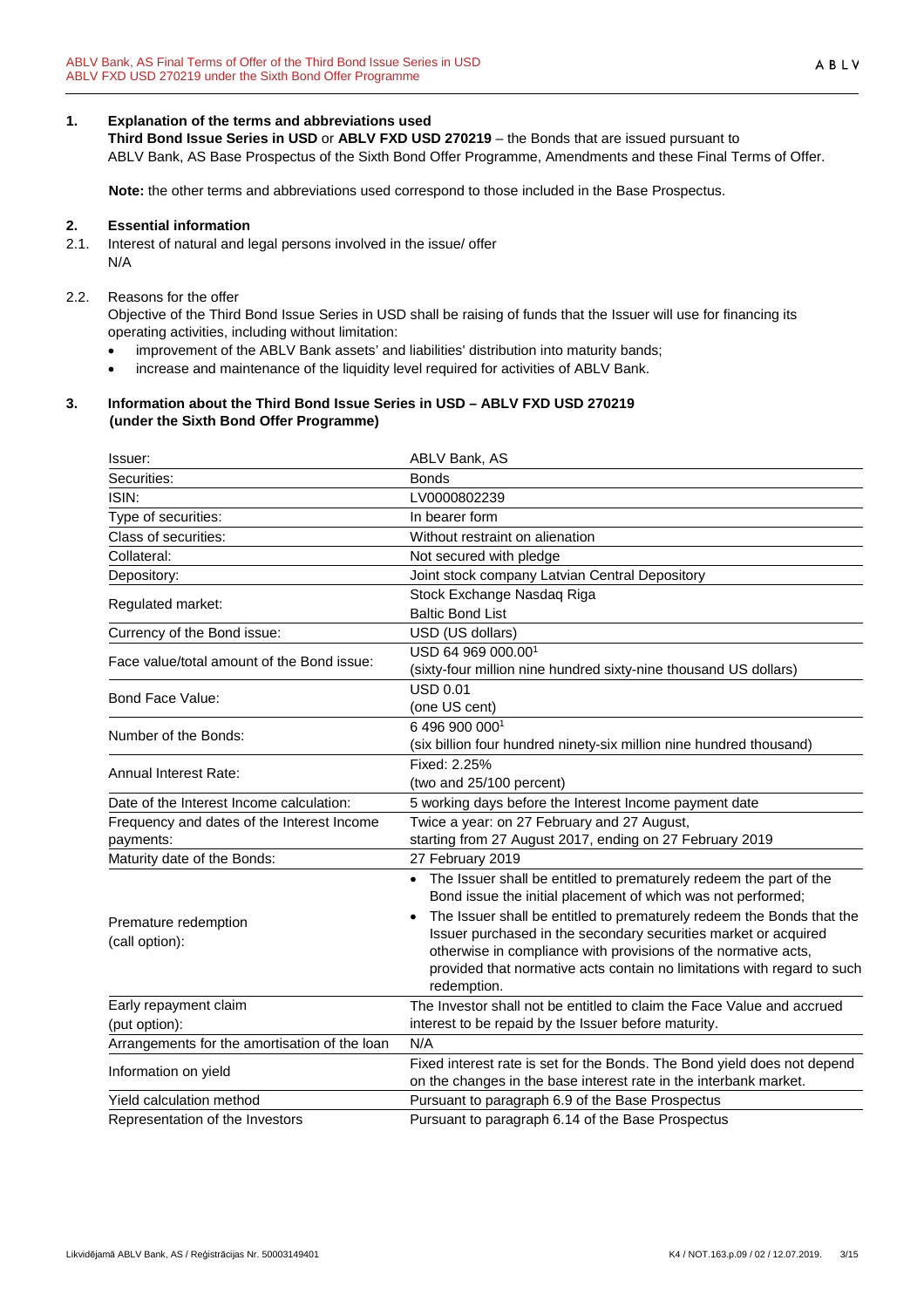## 1. Explanation of the terms and abbreviations used

**Third Bond Issue Series in USD** or **ABLV FXD USD 270219** – the Bonds that are issued pursuant to ABLV Bank, AS Base Prospectus of the Sixth Bond Offer Programme, Amendments and these Final Terms of Offer.

**Note:** the other terms and abbreviations used correspond to those included in the Base Prospectus.

## 2. Essential information

2.1. Interest of natural and legal persons involved in the issue/ offer
N/A

2.2. Reasons for the offer
Objective of the Third Bond Issue Series in USD shall be raising of funds that the Issuer will use for financing its operating activities, including without limitation:

- improvement of the ABLV Bank assets' and liabilities' distribution into maturity bands;
- increase and maintenance of the liquidity level required for activities of ABLV Bank.

## 3. Information about the Third Bond Issue Series in USD – ABLV FXD USD 270219 (under the Sixth Bond Offer Programme)

| | |
|---|---|
| Issuer: | ABLV Bank, AS |
| Securities: | Bonds |
| ISIN: | LV0000802239 |
| Type of securities: | In bearer form |
| Class of securities: | Without restraint on alienation |
| Collateral: | Not secured with pledge |
| Depository: | Joint stock company Latvian Central Depository |
| Regulated market: | Stock Exchange Nasdaq Riga<br>Baltic Bond List |
| Currency of the Bond issue: | USD (US dollars) |
| Face value/total amount of the Bond issue: | USD 64 969 000.00[1]<br>(sixty-four million nine hundred sixty-nine thousand US dollars) |
| Bond Face Value: | USD 0.01<br>(one US cent) |
| Number of the Bonds: | 6 496 900 000[1]<br>(six billion four hundred ninety-six million nine hundred thousand) |
| Annual Interest Rate: | Fixed: 2.25%<br>(two and 25/100 percent) |
| Date of the Interest Income calculation: | 5 working days before the Interest Income payment date |
| Frequency and dates of the Interest Income payments: | Twice a year: on 27 February and 27 August, starting from 27 August 2017, ending on 27 February 2019 |
| Maturity date of the Bonds: | 27 February 2019 |
| Premature redemption (call option): | • The Issuer shall be entitled to prematurely redeem the part of the Bond issue the initial placement of which was not performed;<br>• The Issuer shall be entitled to prematurely redeem the Bonds that the Issuer purchased in the secondary securities market or acquired otherwise in compliance with provisions of the normative acts, provided that normative acts contain no limitations with regard to such redemption. |
| Early repayment claim (put option): | The Investor shall not be entitled to claim the Face Value and accrued interest to be repaid by the Issuer before maturity. |
| Arrangements for the amortisation of the loan | N/A |
| Information on yield | Fixed interest rate is set for the Bonds. The Bond yield does not depend on the changes in the base interest rate in the interbank market. |
| Yield calculation method | Pursuant to paragraph 6.9 of the Base Prospectus |
| Representation of the Investors | Pursuant to paragraph 6.14 of the Base Prospectus |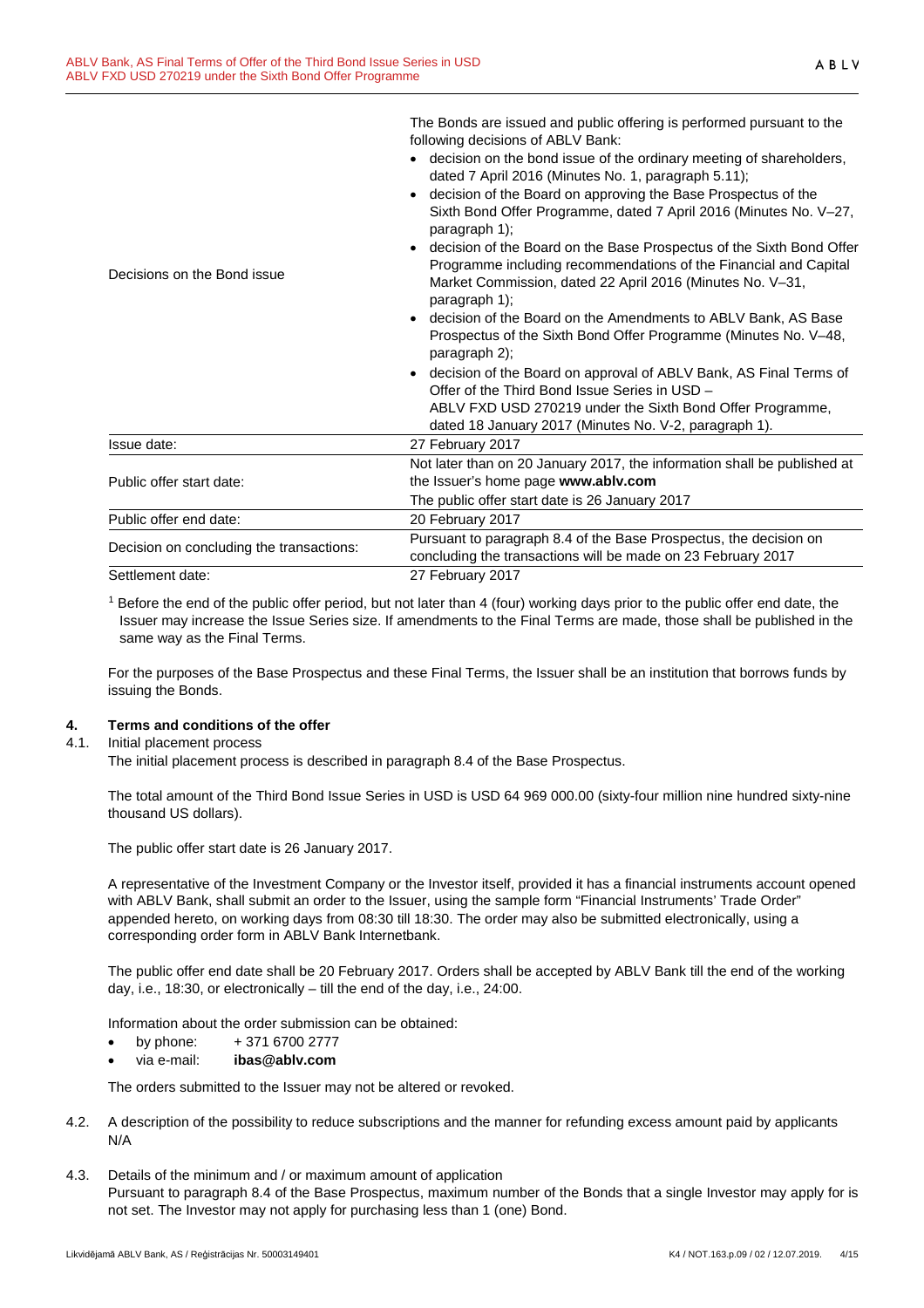| | |
|---|---|
| Decisions on the Bond issue | The Bonds are issued and public offering is performed pursuant to the following decisions of ABLV Bank: <br>• decision on the bond issue of the ordinary meeting of shareholders, dated 7 April 2016 (Minutes No. 1, paragraph 5.11); <br>• decision of the Board on approving the Base Prospectus of the Sixth Bond Offer Programme, dated 7 April 2016 (Minutes No. V–27, paragraph 1); <br>• decision of the Board on the Base Prospectus of the Sixth Bond Offer Programme including recommendations of the Financial and Capital Market Commission, dated 22 April 2016 (Minutes No. V–31, paragraph 1); <br>• decision of the Board on the Amendments to ABLV Bank, AS Base Prospectus of the Sixth Bond Offer Programme (Minutes No. V–48, paragraph 2); <br>• decision of the Board on approval of ABLV Bank, AS Final Terms of Offer of the Third Bond Issue Series in USD – ABLV FXD USD 270219 under the Sixth Bond Offer Programme, dated 18 January 2017 (Minutes No. V-2, paragraph 1). |
| Issue date: | 27 February 2017 |
| Public offer start date: | Not later than on 20 January 2017, the information shall be published at the Issuer's home page **www.ablv.com** <br>The public offer start date is 26 January 2017 |
| Public offer end date: | 20 February 2017 |
| Decision on concluding the transactions: | Pursuant to paragraph 8.4 of the Base Prospectus, the decision on concluding the transactions will be made on 23 February 2017 |
| Settlement date: | 27 February 2017 |

[1] Before the end of the public offer period, but not later than 4 (four) working days prior to the public offer end date, the Issuer may increase the Issue Series size. If amendments to the Final Terms are made, those shall be published in the same way as the Final Terms.

For the purposes of the Base Prospectus and these Final Terms, the Issuer shall be an institution that borrows funds by issuing the Bonds.

## 4. Terms and conditions of the offer

4.1. Initial placement process

The initial placement process is described in paragraph 8.4 of the Base Prospectus.

The total amount of the Third Bond Issue Series in USD is USD 64 969 000.00 (sixty-four million nine hundred sixty-nine thousand US dollars).

The public offer start date is 26 January 2017.

A representative of the Investment Company or the Investor itself, provided it has a financial instruments account opened with ABLV Bank, shall submit an order to the Issuer, using the sample form "Financial Instruments' Trade Order" appended hereto, on working days from 08:30 till 18:30. The order may also be submitted electronically, using a corresponding order form in ABLV Bank Internetbank.

The public offer end date shall be 20 February 2017. Orders shall be accepted by ABLV Bank till the end of the working day, i.e., 18:30, or electronically – till the end of the day, i.e., 24:00.

Information about the order submission can be obtained:

- by phone: + 371 6700 2777
- via e-mail: **ibas@ablv.com**

The orders submitted to the Issuer may not be altered or revoked.

4.2. A description of the possibility to reduce subscriptions and the manner for refunding excess amount paid by applicants

N/A

4.3. Details of the minimum and / or maximum amount of application

Pursuant to paragraph 8.4 of the Base Prospectus, maximum number of the Bonds that a single Investor may apply for is not set. The Investor may not apply for purchasing less than 1 (one) Bond.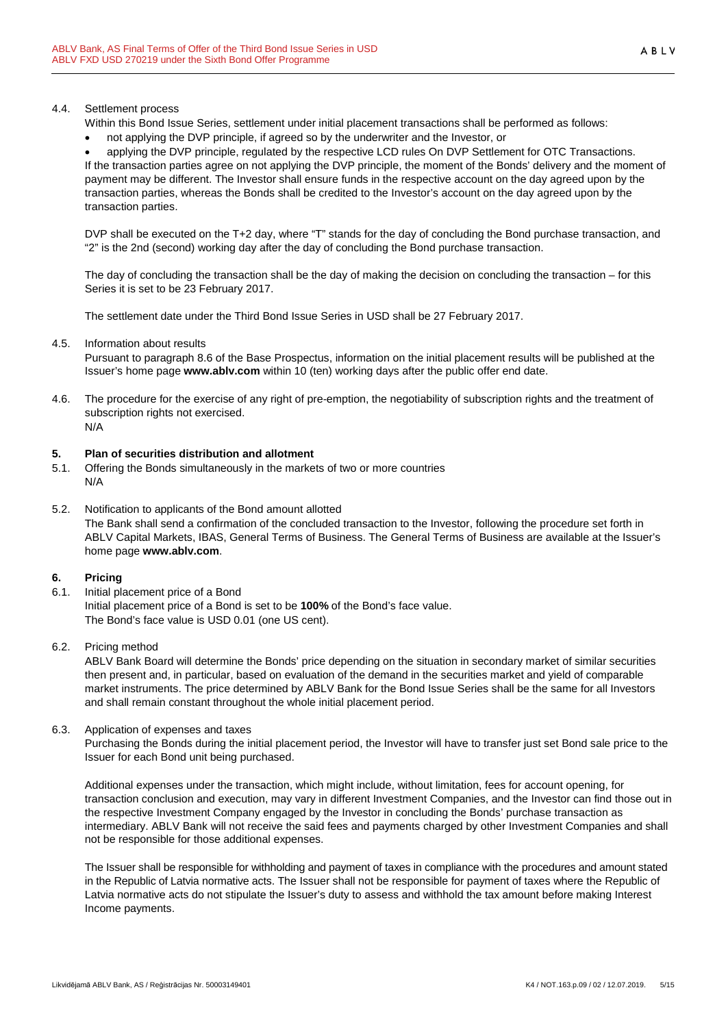4.4. Settlement process

Within this Bond Issue Series, settlement under initial placement transactions shall be performed as follows:

- not applying the DVP principle, if agreed so by the underwriter and the Investor, or
- applying the DVP principle, regulated by the respective LCD rules On DVP Settlement for OTC Transactions.

If the transaction parties agree on not applying the DVP principle, the moment of the Bonds' delivery and the moment of payment may be different. The Investor shall ensure funds in the respective account on the day agreed upon by the transaction parties, whereas the Bonds shall be credited to the Investor's account on the day agreed upon by the transaction parties.

DVP shall be executed on the T+2 day, where "T" stands for the day of concluding the Bond purchase transaction, and "2" is the 2nd (second) working day after the day of concluding the Bond purchase transaction.

The day of concluding the transaction shall be the day of making the decision on concluding the transaction – for this Series it is set to be 23 February 2017.

The settlement date under the Third Bond Issue Series in USD shall be 27 February 2017.

4.5. Information about results

Pursuant to paragraph 8.6 of the Base Prospectus, information on the initial placement results will be published at the Issuer's home page **www.ablv.com** within 10 (ten) working days after the public offer end date.

4.6. The procedure for the exercise of any right of pre-emption, the negotiability of subscription rights and the treatment of subscription rights not exercised.

N/A

## 5. Plan of securities distribution and allotment

5.1. Offering the Bonds simultaneously in the markets of two or more countries

N/A

5.2. Notification to applicants of the Bond amount allotted

The Bank shall send a confirmation of the concluded transaction to the Investor, following the procedure set forth in ABLV Capital Markets, IBAS, General Terms of Business. The General Terms of Business are available at the Issuer's home page **www.ablv.com**.

## 6. Pricing

6.1. Initial placement price of a Bond

Initial placement price of a Bond is set to be **100%** of the Bond's face value.
The Bond's face value is USD 0.01 (one US cent).

6.2. Pricing method

ABLV Bank Board will determine the Bonds' price depending on the situation in secondary market of similar securities then present and, in particular, based on evaluation of the demand in the securities market and yield of comparable market instruments. The price determined by ABLV Bank for the Bond Issue Series shall be the same for all Investors and shall remain constant throughout the whole initial placement period.

6.3. Application of expenses and taxes

Purchasing the Bonds during the initial placement period, the Investor will have to transfer just set Bond sale price to the Issuer for each Bond unit being purchased.

Additional expenses under the transaction, which might include, without limitation, fees for account opening, for transaction conclusion and execution, may vary in different Investment Companies, and the Investor can find those out in the respective Investment Company engaged by the Investor in concluding the Bonds' purchase transaction as intermediary. ABLV Bank will not receive the said fees and payments charged by other Investment Companies and shall not be responsible for those additional expenses.

The Issuer shall be responsible for withholding and payment of taxes in compliance with the procedures and amount stated in the Republic of Latvia normative acts. The Issuer shall not be responsible for payment of taxes where the Republic of Latvia normative acts do not stipulate the Issuer's duty to assess and withhold the tax amount before making Interest Income payments.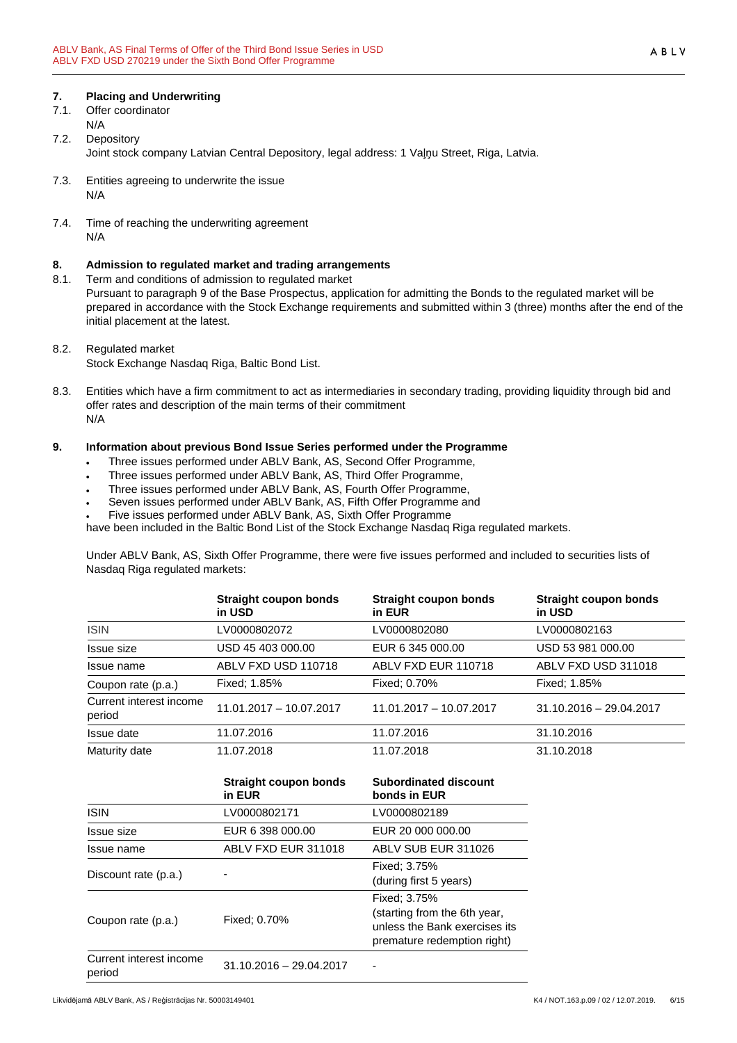## 7. Placing and Underwriting

7.1. Offer coordinator
N/A

7.2. Depository
Joint stock company Latvian Central Depository, legal address: 1 Vaļņu Street, Riga, Latvia.

7.3. Entities agreeing to underwrite the issue
N/A

7.4. Time of reaching the underwriting agreement
N/A

## 8. Admission to regulated market and trading arrangements

8.1. Term and conditions of admission to regulated market
Pursuant to paragraph 9 of the Base Prospectus, application for admitting the Bonds to the regulated market will be prepared in accordance with the Stock Exchange requirements and submitted within 3 (three) months after the end of the initial placement at the latest.

8.2. Regulated market
Stock Exchange Nasdaq Riga, Baltic Bond List.

8.3. Entities which have a firm commitment to act as intermediaries in secondary trading, providing liquidity through bid and offer rates and description of the main terms of their commitment
N/A

## 9. Information about previous Bond Issue Series performed under the Programme

- Three issues performed under ABLV Bank, AS, Second Offer Programme,
- Three issues performed under ABLV Bank, AS, Third Offer Programme,
- Three issues performed under ABLV Bank, AS, Fourth Offer Programme,
- Seven issues performed under ABLV Bank, AS, Fifth Offer Programme and
- Five issues performed under ABLV Bank, AS, Sixth Offer Programme

have been included in the Baltic Bond List of the Stock Exchange Nasdaq Riga regulated markets.

Under ABLV Bank, AS, Sixth Offer Programme, there were five issues performed and included to securities lists of Nasdaq Riga regulated markets:

| | Straight coupon bonds in USD | Straight coupon bonds in EUR | Straight coupon bonds in USD |
|---|---|---|---|
| ISIN | LV0000802072 | LV0000802080 | LV0000802163 |
| Issue size | USD 45 403 000.00 | EUR 6 345 000.00 | USD 53 981 000.00 |
| Issue name | ABLV FXD USD 110718 | ABLV FXD EUR 110718 | ABLV FXD USD 311018 |
| Coupon rate (p.a.) | Fixed; 1.85% | Fixed; 0.70% | Fixed; 1.85% |
| Current interest income period | 11.01.2017 – 10.07.2017 | 11.01.2017 – 10.07.2017 | 31.10.2016 – 29.04.2017 |
| Issue date | 11.07.2016 | 11.07.2016 | 31.10.2016 |
| Maturity date | 11.07.2018 | 11.07.2018 | 31.10.2018 |

| | Straight coupon bonds in EUR | Subordinated discount bonds in EUR |
|---|---|---|
| ISIN | LV0000802171 | LV0000802189 |
| Issue size | EUR 6 398 000.00 | EUR 20 000 000.00 |
| Issue name | ABLV FXD EUR 311018 | ABLV SUB EUR 311026 |
| Discount rate (p.a.) | - | Fixed; 3.75% (during first 5 years) |
| Coupon rate (p.a.) | Fixed; 0.70% | Fixed; 3.75% (starting from the 6th year, unless the Bank exercises its premature redemption right) |
| Current interest income period | 31.10.2016 – 29.04.2017 | - |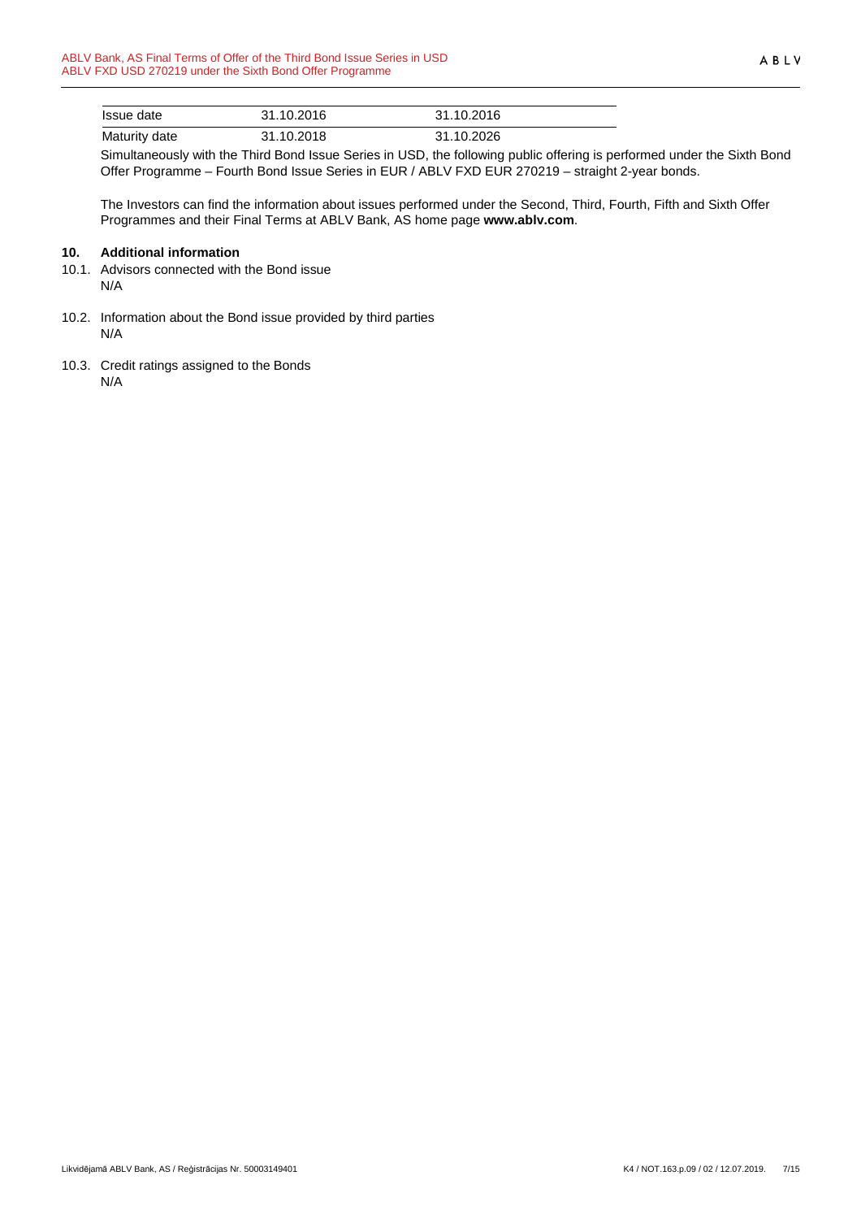| Issue date | 31.10.2016 | 31.10.2016 |
| --- | --- | --- |
| Maturity date | 31.10.2018 | 31.10.2026 |

Simultaneously with the Third Bond Issue Series in USD, the following public offering is performed under the Sixth Bond Offer Programme – Fourth Bond Issue Series in EUR / ABLV FXD EUR 270219 – straight 2-year bonds.

The Investors can find the information about issues performed under the Second, Third, Fourth, Fifth and Sixth Offer Programmes and their Final Terms at ABLV Bank, AS home page **www.ablv.com**.

## 10. Additional information

10.1. Advisors connected with the Bond issue

N/A

10.2. Information about the Bond issue provided by third parties

N/A

10.3. Credit ratings assigned to the Bonds

N/A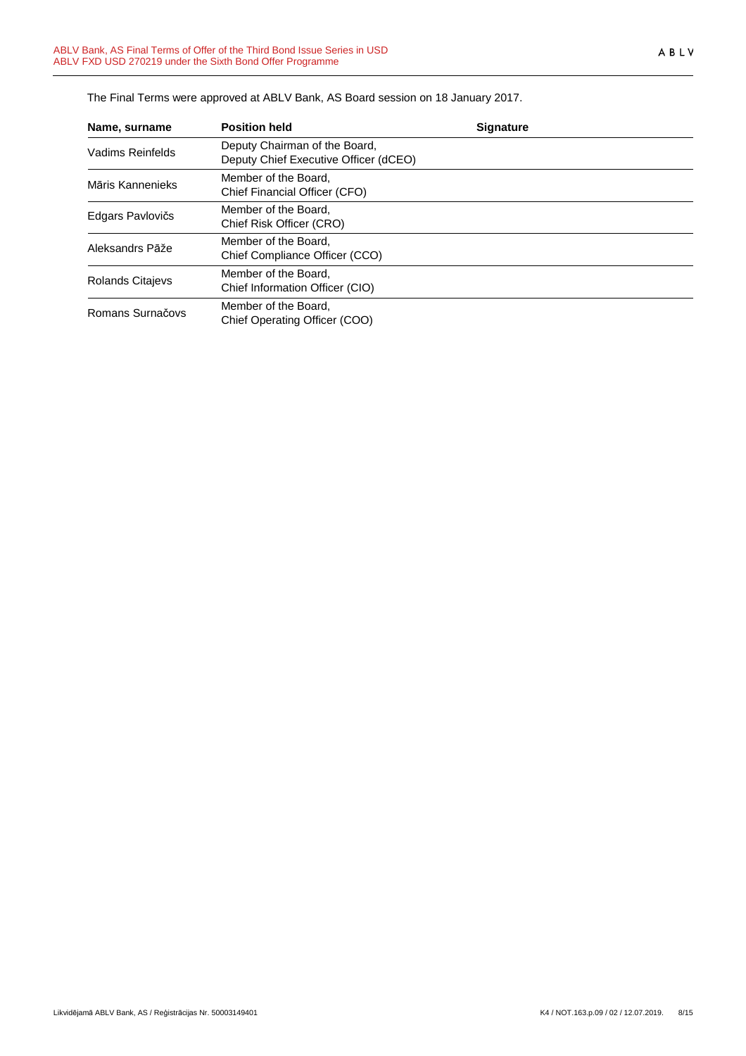The Final Terms were approved at ABLV Bank, AS Board session on 18 January 2017.

| Name, surname | Position held | Signature |
|---|---|---|
| Vadims Reinfelds | Deputy Chairman of the Board, Deputy Chief Executive Officer (dCEO) | |
| Māris Kannenieks | Member of the Board, Chief Financial Officer (CFO) | |
| Edgars Pavlovičs | Member of the Board, Chief Risk Officer (CRO) | |
| Aleksandrs Pāže | Member of the Board, Chief Compliance Officer (CCO) | |
| Rolands Citajevs | Member of the Board, Chief Information Officer (CIO) | |
| Romans Surnačovs | Member of the Board, Chief Operating Officer (COO) | |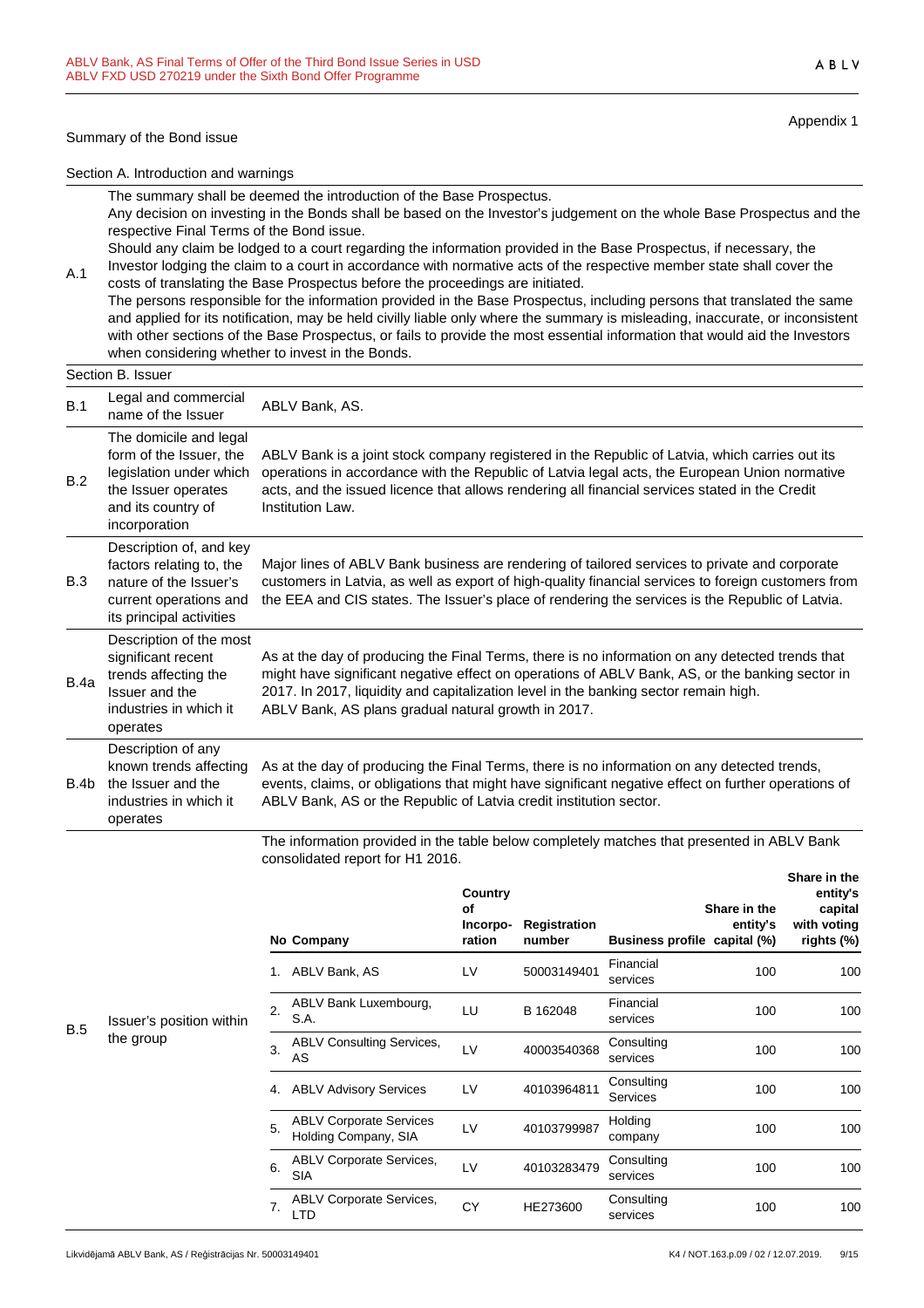Appendix 1

Summary of the Bond issue

Section A. Introduction and warnings

| | |
|---|---|
| A.1 | The summary shall be deemed the introduction of the Base Prospectus.<br>Any decision on investing in the Bonds shall be based on the Investor's judgement on the whole Base Prospectus and the respective Final Terms of the Bond issue.<br>Should any claim be lodged to a court regarding the information provided in the Base Prospectus, if necessary, the Investor lodging the claim to a court in accordance with normative acts of the respective member state shall cover the costs of translating the Base Prospectus before the proceedings are initiated.<br>The persons responsible for the information provided in the Base Prospectus, including persons that translated the same and applied for its notification, may be held civilly liable only where the summary is misleading, inaccurate, or inconsistent with other sections of the Base Prospectus, or fails to provide the most essential information that would aid the Investors when considering whether to invest in the Bonds. |

Section B. Issuer

| | | |
|---|---|---|
| B.1 | Legal and commercial name of the Issuer | ABLV Bank, AS. |
| B.2 | The domicile and legal form of the Issuer, the legislation under which the Issuer operates and its country of incorporation | ABLV Bank is a joint stock company registered in the Republic of Latvia, which carries out its operations in accordance with the Republic of Latvia legal acts, the European Union normative acts, and the issued licence that allows rendering all financial services stated in the Credit Institution Law. |
| B.3 | Description of, and key factors relating to, the nature of the Issuer's current operations and its principal activities | Major lines of ABLV Bank business are rendering of tailored services to private and corporate customers in Latvia, as well as export of high-quality financial services to foreign customers from the EEA and CIS states. The Issuer's place of rendering the services is the Republic of Latvia. |
| B.4a | Description of the most significant recent trends affecting the Issuer and the industries in which it operates | As at the day of producing the Final Terms, there is no information on any detected trends that might have significant negative effect on operations of ABLV Bank, AS, or the banking sector in 2017. In 2017, liquidity and capitalization level in the banking sector remain high.<br>ABLV Bank, AS plans gradual natural growth in 2017. |
| B.4b | Description of any known trends affecting the Issuer and the industries in which it operates | As at the day of producing the Final Terms, there is no information on any detected trends, events, claims, or obligations that might have significant negative effect on further operations of ABLV Bank, AS or the Republic of Latvia credit institution sector. |
| B.5 | Issuer's position within the group | The information provided in the table below completely matches that presented in ABLV Bank consolidated report for H1 2016. |

| No | Company | Country of Incorpo-ration | Registration number | Business profile | Share in the entity's capital (%) | Share in the entity's capital with voting rights (%) |
|---|---|---|---|---|---|---|
| 1. | ABLV Bank, AS | LV | 50003149401 | Financial services | 100 | 100 |
| 2. | ABLV Bank Luxembourg, S.A. | LU | B 162048 | Financial services | 100 | 100 |
| 3. | ABLV Consulting Services, AS | LV | 40003540368 | Consulting services | 100 | 100 |
| 4. | ABLV Advisory Services | LV | 40103964811 | Consulting Services | 100 | 100 |
| 5. | ABLV Corporate Services Holding Company, SIA | LV | 40103799987 | Holding company | 100 | 100 |
| 6. | ABLV Corporate Services, SIA | LV | 40103283479 | Consulting services | 100 | 100 |
| 7. | ABLV Corporate Services, LTD | CY | HE273600 | Consulting services | 100 | 100 |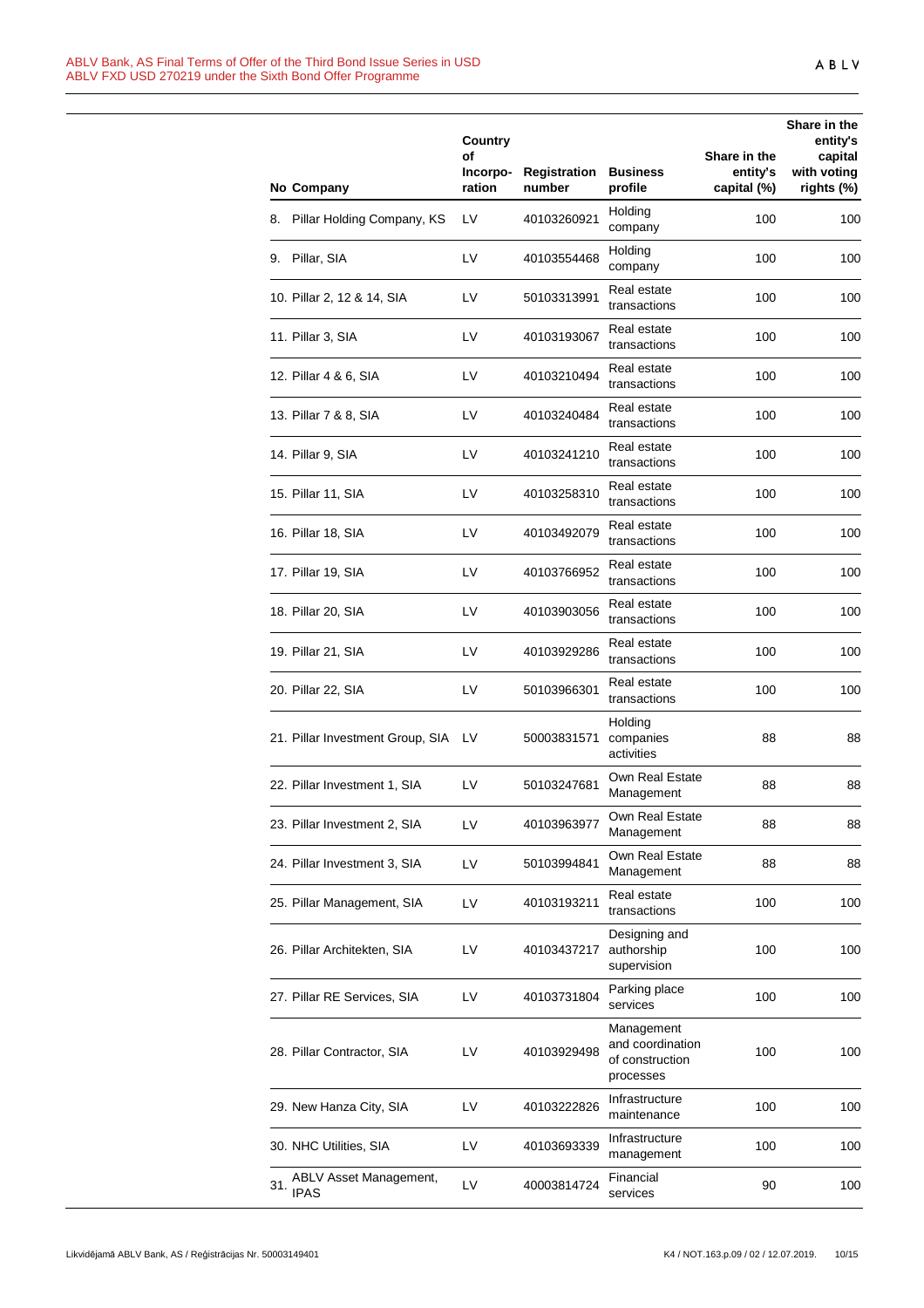| No | Company | Country of Incorpo-ration | Registration number | Business profile | Share in the entity's capital (%) | Share in the entity's capital with voting rights (%) |
|---|---|---|---|---|---|---|
| 8. | Pillar Holding Company, KS | LV | 40103260921 | Holding company | 100 | 100 |
| 9. | Pillar, SIA | LV | 40103554468 | Holding company | 100 | 100 |
| 10. | Pillar 2, 12 & 14, SIA | LV | 50103313991 | Real estate transactions | 100 | 100 |
| 11. | Pillar 3, SIA | LV | 40103193067 | Real estate transactions | 100 | 100 |
| 12. | Pillar 4 & 6, SIA | LV | 40103210494 | Real estate transactions | 100 | 100 |
| 13. | Pillar 7 & 8, SIA | LV | 40103240484 | Real estate transactions | 100 | 100 |
| 14. | Pillar 9, SIA | LV | 40103241210 | Real estate transactions | 100 | 100 |
| 15. | Pillar 11, SIA | LV | 40103258310 | Real estate transactions | 100 | 100 |
| 16. | Pillar 18, SIA | LV | 40103492079 | Real estate transactions | 100 | 100 |
| 17. | Pillar 19, SIA | LV | 40103766952 | Real estate transactions | 100 | 100 |
| 18. | Pillar 20, SIA | LV | 40103903056 | Real estate transactions | 100 | 100 |
| 19. | Pillar 21, SIA | LV | 40103929286 | Real estate transactions | 100 | 100 |
| 20. | Pillar 22, SIA | LV | 50103966301 | Real estate transactions | 100 | 100 |
| 21. | Pillar Investment Group, SIA | LV | 50003831571 | Holding companies activities | 88 | 88 |
| 22. | Pillar Investment 1, SIA | LV | 50103247681 | Own Real Estate Management | 88 | 88 |
| 23. | Pillar Investment 2, SIA | LV | 40103963977 | Own Real Estate Management | 88 | 88 |
| 24. | Pillar Investment 3, SIA | LV | 50103994841 | Own Real Estate Management | 88 | 88 |
| 25. | Pillar Management, SIA | LV | 40103193211 | Real estate transactions | 100 | 100 |
| 26. | Pillar Architekten, SIA | LV | 40103437217 | Designing and authorship supervision | 100 | 100 |
| 27. | Pillar RE Services, SIA | LV | 40103731804 | Parking place services | 100 | 100 |
| 28. | Pillar Contractor, SIA | LV | 40103929498 | Management and coordination of construction processes | 100 | 100 |
| 29. | New Hanza City, SIA | LV | 40103222826 | Infrastructure maintenance | 100 | 100 |
| 30. | NHC Utilities, SIA | LV | 40103693339 | Infrastructure management | 100 | 100 |
| 31. | ABLV Asset Management, IPAS | LV | 40003814724 | Financial services | 90 | 100 |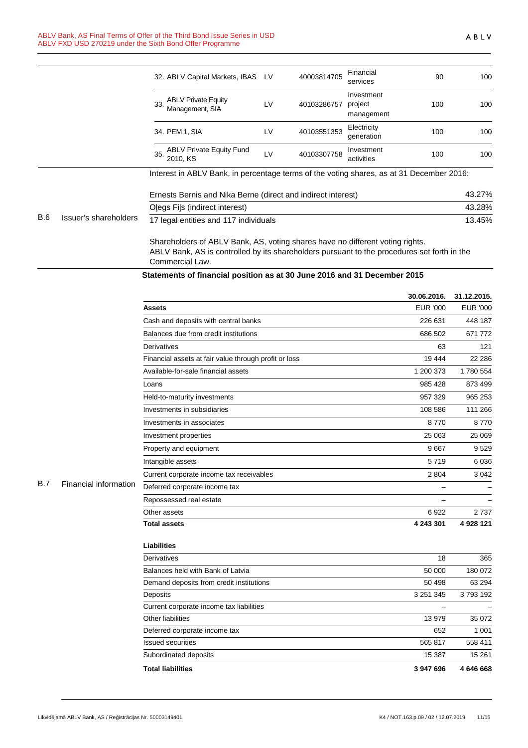| | | | | | |
|---|---|---|---|---|---|
| 32. ABLV Capital Markets, IBAS | LV | 40003814705 | Financial services | 90 | 100 |
| 33. ABLV Private Equity Management, SIA | LV | 40103286757 | Investment project management | 100 | 100 |
| 34. PEM 1, SIA | LV | 40103551353 | Electricity generation | 100 | 100 |
| 35. ABLV Private Equity Fund 2010, KS | LV | 40103307758 | Investment activities | 100 | 100 |

**B.6 Issuer's shareholders**

Interest in ABLV Bank, in percentage terms of the voting shares, as at 31 December 2016:

| | |
|---|---|
| Ernests Bernis and Nika Berne (direct and indirect interest) | 43.27% |
| Oļegs Fiļs (indirect interest) | 43.28% |
| 17 legal entities and 117 individuals | 13.45% |

Shareholders of ABLV Bank, AS, voting shares have no different voting rights.
ABLV Bank, AS is controlled by its shareholders pursuant to the procedures set forth in the Commercial Law.

**B.7 Financial information**

**Statements of financial position as at 30 June 2016 and 31 December 2015**

| | 30.06.2016. | 31.12.2015. |
|---|---|---|
| **Assets** | EUR '000 | EUR '000 |
| Cash and deposits with central banks | 226 631 | 448 187 |
| Balances due from credit institutions | 686 502 | 671 772 |
| Derivatives | 63 | 121 |
| Financial assets at fair value through profit or loss | 19 444 | 22 286 |
| Available-for-sale financial assets | 1 200 373 | 1 780 554 |
| Loans | 985 428 | 873 499 |
| Held-to-maturity investments | 957 329 | 965 253 |
| Investments in subsidiaries | 108 586 | 111 266 |
| Investments in associates | 8 770 | 8 770 |
| Investment properties | 25 063 | 25 069 |
| Property and equipment | 9 667 | 9 529 |
| Intangible assets | 5 719 | 6 036 |
| Current corporate income tax receivables | 2 804 | 3 042 |
| Deferred corporate income tax | – | – |
| Repossessed real estate | – | – |
| Other assets | 6 922 | 2 737 |
| **Total assets** | **4 243 301** | **4 928 121** |
| **Liabilities** | | |
| Derivatives | 18 | 365 |
| Balances held with Bank of Latvia | 50 000 | 180 072 |
| Demand deposits from credit institutions | 50 498 | 63 294 |
| Deposits | 3 251 345 | 3 793 192 |
| Current corporate income tax liabilities | – | – |
| Other liabilities | 13 979 | 35 072 |
| Deferred corporate income tax | 652 | 1 001 |
| Issued securities | 565 817 | 558 411 |
| Subordinated deposits | 15 387 | 15 261 |
| **Total liabilities** | **3 947 696** | **4 646 668** |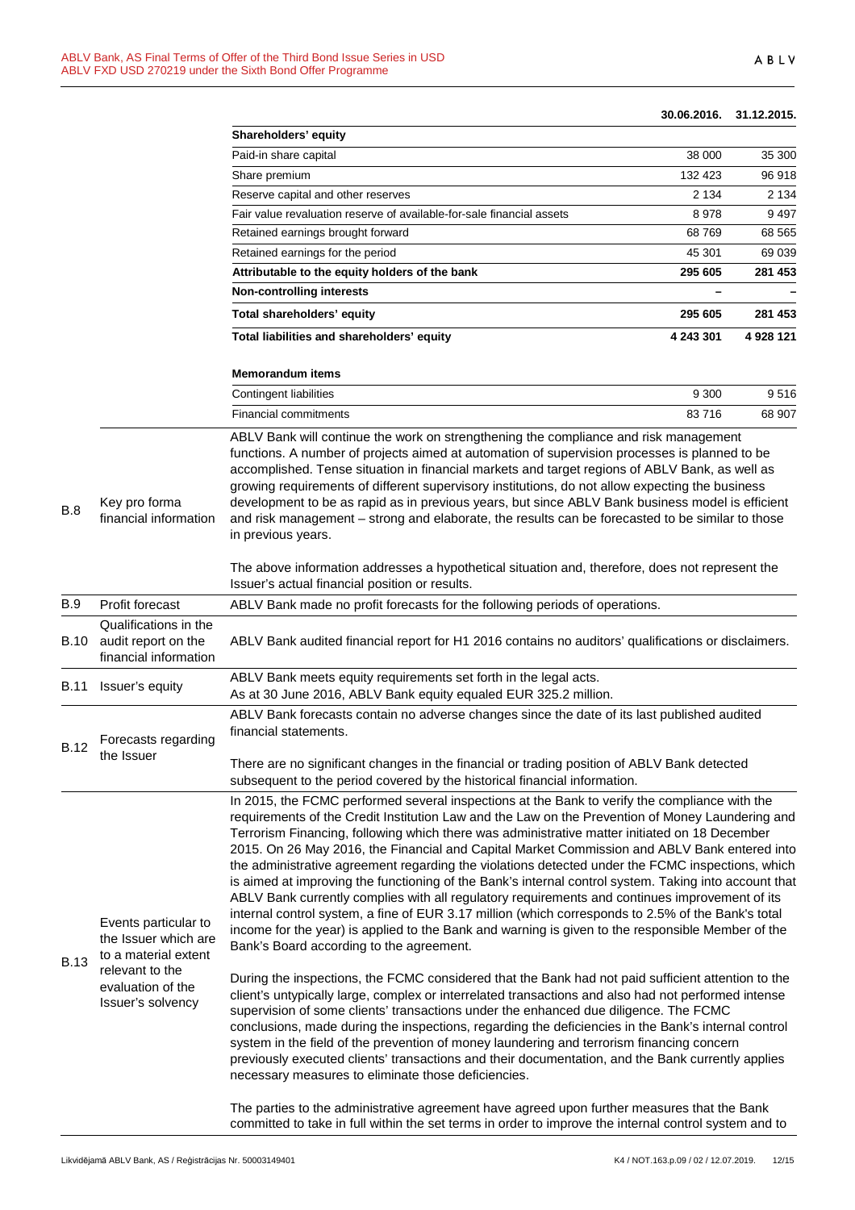| | 30.06.2016. | 31.12.2015. |
|---|---|---|
| **Shareholders' equity** | | |
| Paid-in share capital | 38 000 | 35 300 |
| Share premium | 132 423 | 96 918 |
| Reserve capital and other reserves | 2 134 | 2 134 |
| Fair value revaluation reserve of available-for-sale financial assets | 8 978 | 9 497 |
| Retained earnings brought forward | 68 769 | 68 565 |
| Retained earnings for the period | 45 301 | 69 039 |
| **Attributable to the equity holders of the bank** | **295 605** | **281 453** |
| **Non-controlling interests** | **–** | **–** |
| **Total shareholders' equity** | **295 605** | **281 453** |
| **Total liabilities and shareholders' equity** | **4 243 301** | **4 928 121** |
| | | |
| **Memorandum items** | | |
| Contingent liabilities | 9 300 | 9 516 |
| Financial commitments | 83 716 | 68 907 |

| | | |
|---|---|---|
| B.8 | Key pro forma financial information | ABLV Bank will continue the work on strengthening the compliance and risk management functions. A number of projects aimed at automation of supervision processes is planned to be accomplished. Tense situation in financial markets and target regions of ABLV Bank, as well as growing requirements of different supervisory institutions, do not allow expecting the business development to be as rapid as in previous years, but since ABLV Bank business model is efficient and risk management – strong and elaborate, the results can be forecasted to be similar to those in previous years.<br><br>The above information addresses a hypothetical situation and, therefore, does not represent the Issuer's actual financial position or results. |
| B.9 | Profit forecast | ABLV Bank made no profit forecasts for the following periods of operations. |
| B.10 | Qualifications in the audit report on the financial information | ABLV Bank audited financial report for H1 2016 contains no auditors' qualifications or disclaimers. |
| B.11 | Issuer's equity | ABLV Bank meets equity requirements set forth in the legal acts.<br>As at 30 June 2016, ABLV Bank equity equaled EUR 325.2 million. |
| B.12 | Forecasts regarding the Issuer | ABLV Bank forecasts contain no adverse changes since the date of its last published audited financial statements.<br><br>There are no significant changes in the financial or trading position of ABLV Bank detected subsequent to the period covered by the historical financial information. |
| B.13 | Events particular to the Issuer which are to a material extent relevant to the evaluation of the Issuer's solvency | In 2015, the FCMC performed several inspections at the Bank to verify the compliance with the requirements of the Credit Institution Law and the Law on the Prevention of Money Laundering and Terrorism Financing, following which there was administrative matter initiated on 18 December 2015. On 26 May 2016, the Financial and Capital Market Commission and ABLV Bank entered into the administrative agreement regarding the violations detected under the FCMC inspections, which is aimed at improving the functioning of the Bank's internal control system. Taking into account that ABLV Bank currently complies with all regulatory requirements and continues improvement of its internal control system, a fine of EUR 3.17 million (which corresponds to 2.5% of the Bank's total income for the year) is applied to the Bank and warning is given to the responsible Member of the Bank's Board according to the agreement.<br><br>During the inspections, the FCMC considered that the Bank had not paid sufficient attention to the client's untypically large, complex or interrelated transactions and also had not performed intense supervision of some clients' transactions under the enhanced due diligence. The FCMC conclusions, made during the inspections, regarding the deficiencies in the Bank's internal control system in the field of the prevention of money laundering and terrorism financing concern previously executed clients' transactions and their documentation, and the Bank currently applies necessary measures to eliminate those deficiencies.<br><br>The parties to the administrative agreement have agreed upon further measures that the Bank committed to take in full within the set terms in order to improve the internal control system and to |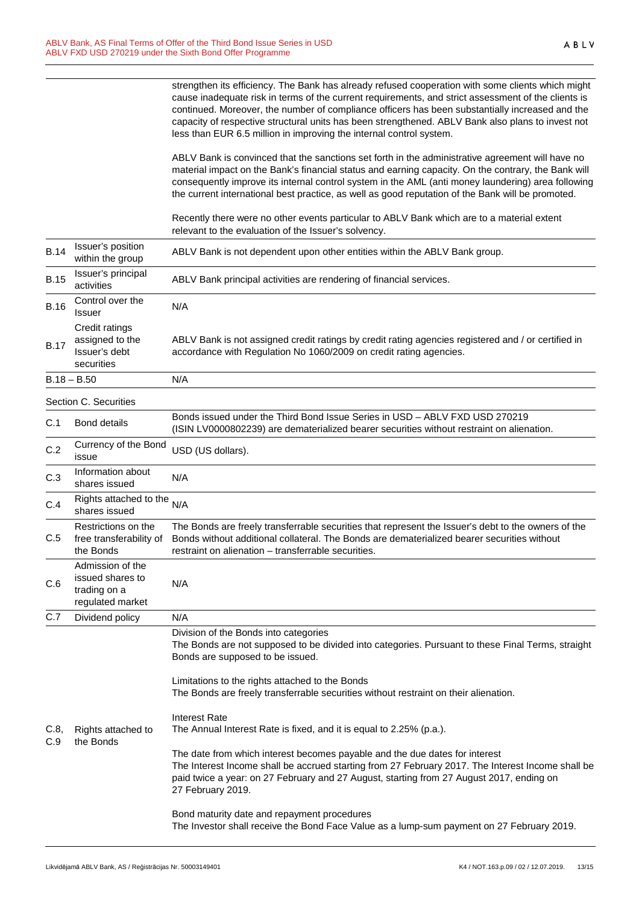| | | |
|---|---|---|
| | | strengthen its efficiency. The Bank has already refused cooperation with some clients which might cause inadequate risk in terms of the current requirements, and strict assessment of the clients is continued. Moreover, the number of compliance officers has been substantially increased and the capacity of respective structural units has been strengthened. ABLV Bank also plans to invest not less than EUR 6.5 million in improving the internal control system.<br><br>ABLV Bank is convinced that the sanctions set forth in the administrative agreement will have no material impact on the Bank's financial status and earning capacity. On the contrary, the Bank will consequently improve its internal control system in the AML (anti money laundering) area following the current international best practice, as well as good reputation of the Bank will be promoted.<br><br>Recently there were no other events particular to ABLV Bank which are to a material extent relevant to the evaluation of the Issuer's solvency. |
| B.14 | Issuer's position within the group | ABLV Bank is not dependent upon other entities within the ABLV Bank group. |
| B.15 | Issuer's principal activities | ABLV Bank principal activities are rendering of financial services. |
| B.16 | Control over the Issuer | N/A |
| B.17 | Credit ratings assigned to the Issuer's debt securities | ABLV Bank is not assigned credit ratings by credit rating agencies registered and / or certified in accordance with Regulation No 1060/2009 on credit rating agencies. |
| B.18 – B.50 | | N/A |
| Section C. Securities | | |
| C.1 | Bond details | Bonds issued under the Third Bond Issue Series in USD – ABLV FXD USD 270219 (ISIN LV0000802239) are dematerialized bearer securities without restraint on alienation. |
| C.2 | Currency of the Bond issue | USD (US dollars). |
| C.3 | Information about shares issued | N/A |
| C.4 | Rights attached to the shares issued | N/A |
| C.5 | Restrictions on the free transferability of the Bonds | The Bonds are freely transferrable securities that represent the Issuer's debt to the owners of the Bonds without additional collateral. The Bonds are dematerialized bearer securities without restraint on alienation – transferrable securities. |
| C.6 | Admission of the issued shares to trading on a regulated market | N/A |
| C.7 | Dividend policy | N/A |
| C.8, C.9 | Rights attached to the Bonds | Division of the Bonds into categories<br>The Bonds are not supposed to be divided into categories. Pursuant to these Final Terms, straight Bonds are supposed to be issued.<br><br>Limitations to the rights attached to the Bonds<br>The Bonds are freely transferrable securities without restraint on their alienation.<br><br>Interest Rate<br>The Annual Interest Rate is fixed, and it is equal to 2.25% (p.a.).<br><br>The date from which interest becomes payable and the due dates for interest<br>The Interest Income shall be accrued starting from 27 February 2017. The Interest Income shall be paid twice a year: on 27 February and 27 August, starting from 27 August 2017, ending on 27 February 2019.<br><br>Bond maturity date and repayment procedures<br>The Investor shall receive the Bond Face Value as a lump-sum payment on 27 February 2019. |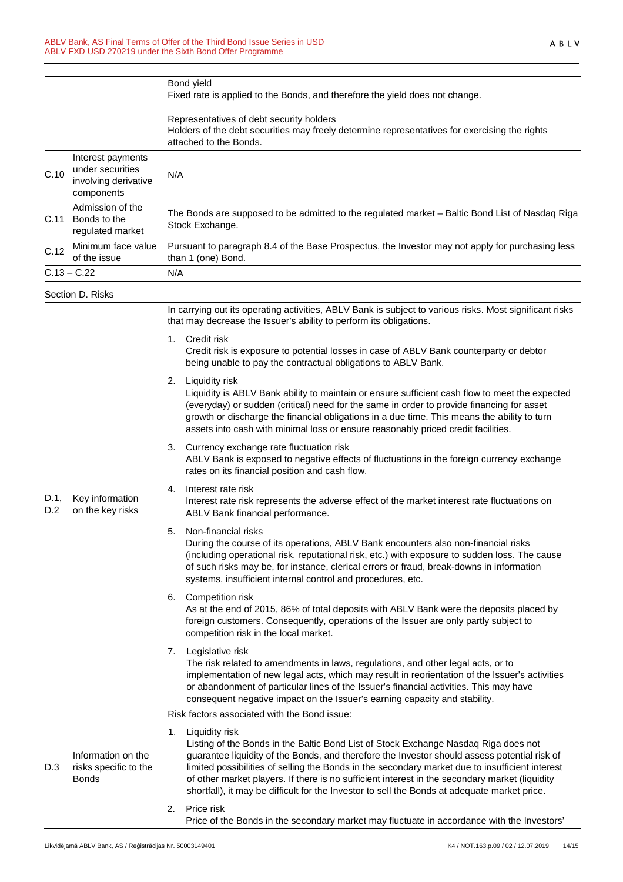| | | |
|---|---|---|
| | | Bond yield<br>Fixed rate is applied to the Bonds, and therefore the yield does not change.<br><br>Representatives of debt security holders<br>Holders of the debt securities may freely determine representatives for exercising the rights attached to the Bonds. |
| C.10 | Interest payments under securities involving derivative components | N/A |
| C.11 | Admission of the Bonds to the regulated market | The Bonds are supposed to be admitted to the regulated market – Baltic Bond List of Nasdaq Riga Stock Exchange. |
| C.12 | Minimum face value of the issue | Pursuant to paragraph 8.4 of the Base Prospectus, the Investor may not apply for purchasing less than 1 (one) Bond. |
| C.13 – C.22 | | N/A |

Section D. Risks

| | | |
|---|---|---|
| D.1, D.2 | Key information on the key risks | In carrying out its operating activities, ABLV Bank is subject to various risks. Most significant risks that may decrease the Issuer's ability to perform its obligations.<br><br>1. Credit risk<br>Credit risk is exposure to potential losses in case of ABLV Bank counterparty or debtor being unable to pay the contractual obligations to ABLV Bank.<br><br>2. Liquidity risk<br>Liquidity is ABLV Bank ability to maintain or ensure sufficient cash flow to meet the expected (everyday) or sudden (critical) need for the same in order to provide financing for asset growth or discharge the financial obligations in a due time. This means the ability to turn assets into cash with minimal loss or ensure reasonably priced credit facilities.<br><br>3. Currency exchange rate fluctuation risk<br>ABLV Bank is exposed to negative effects of fluctuations in the foreign currency exchange rates on its financial position and cash flow.<br><br>4. Interest rate risk<br>Interest rate risk represents the adverse effect of the market interest rate fluctuations on ABLV Bank financial performance.<br><br>5. Non-financial risks<br>During the course of its operations, ABLV Bank encounters also non-financial risks (including operational risk, reputational risk, etc.) with exposure to sudden loss. The cause of such risks may be, for instance, clerical errors or fraud, break-downs in information systems, insufficient internal control and procedures, etc.<br><br>6. Competition risk<br>As at the end of 2015, 86% of total deposits with ABLV Bank were the deposits placed by foreign customers. Consequently, operations of the Issuer are only partly subject to competition risk in the local market.<br><br>7. Legislative risk<br>The risk related to amendments in laws, regulations, and other legal acts, or to implementation of new legal acts, which may result in reorientation of the Issuer's activities or abandonment of particular lines of the Issuer's financial activities. This may have consequent negative impact on the Issuer's earning capacity and stability. |
| D.3 | Information on the risks specific to the Bonds | Risk factors associated with the Bond issue:<br><br>1. Liquidity risk<br>Listing of the Bonds in the Baltic Bond List of Stock Exchange Nasdaq Riga does not guarantee liquidity of the Bonds, and therefore the Investor should assess potential risk of limited possibilities of selling the Bonds in the secondary market due to insufficient interest of other market players. If there is no sufficient interest in the secondary market (liquidity shortfall), it may be difficult for the Investor to sell the Bonds at adequate market price.<br><br>2. Price risk<br>Price of the Bonds in the secondary market may fluctuate in accordance with the Investors' |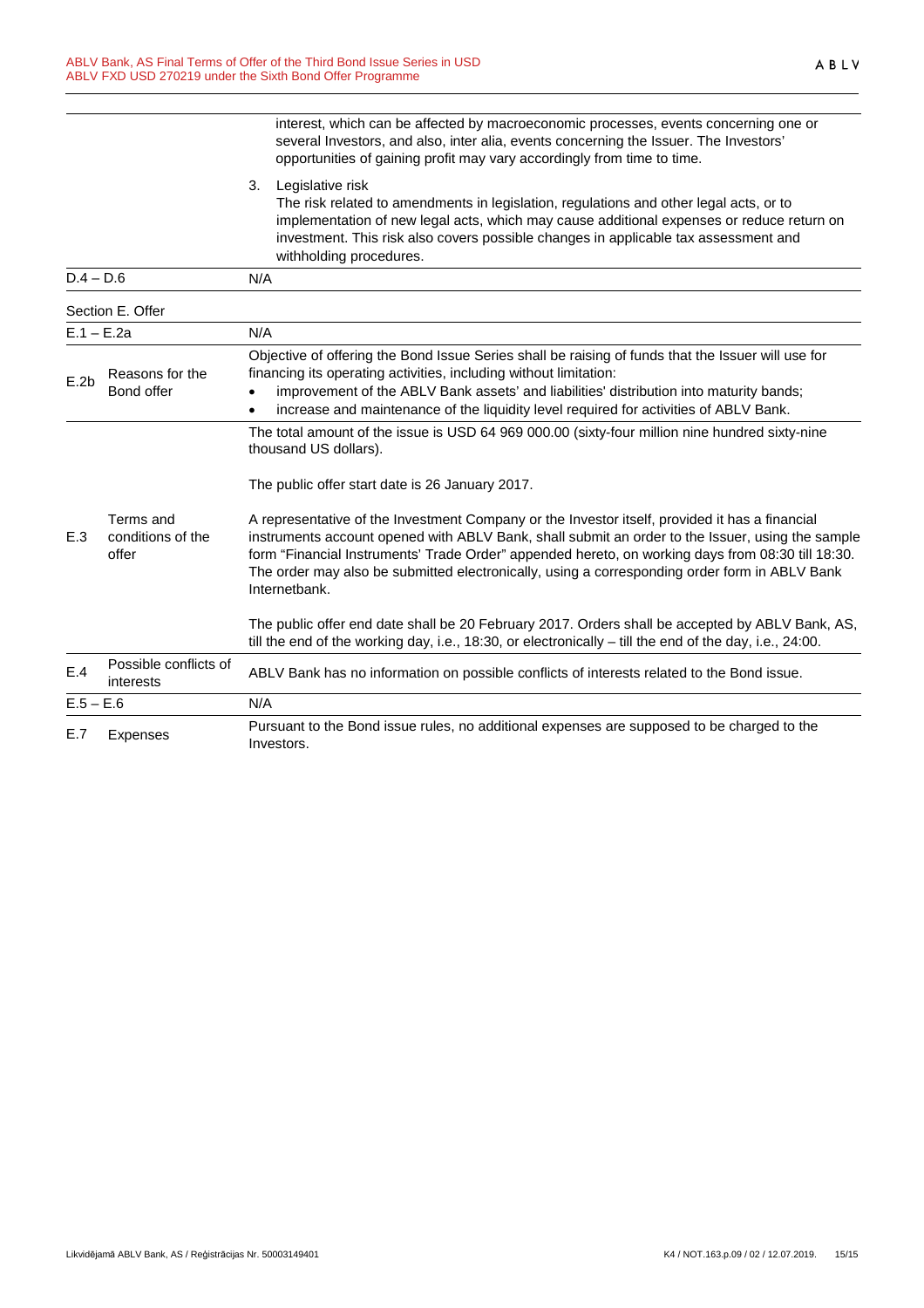| | | |
|---|---|---|
| | | interest, which can be affected by macroeconomic processes, events concerning one or several Investors, and also, inter alia, events concerning the Issuer. The Investors' opportunities of gaining profit may vary accordingly from time to time.<br><br>3. Legislative risk<br>The risk related to amendments in legislation, regulations and other legal acts, or to implementation of new legal acts, which may cause additional expenses or reduce return on investment. This risk also covers possible changes in applicable tax assessment and withholding procedures. |
| D.4 – D.6 | | N/A |
| Section E. Offer | | |
| E.1 – E.2a | | N/A |
| E.2b | Reasons for the Bond offer | Objective of offering the Bond Issue Series shall be raising of funds that the Issuer will use for financing its operating activities, including without limitation:<br>• improvement of the ABLV Bank assets' and liabilities' distribution into maturity bands;<br>• increase and maintenance of the liquidity level required for activities of ABLV Bank. |
| E.3 | Terms and conditions of the offer | The total amount of the issue is USD 64 969 000.00 (sixty-four million nine hundred sixty-nine thousand US dollars).<br><br>The public offer start date is 26 January 2017.<br><br>A representative of the Investment Company or the Investor itself, provided it has a financial instruments account opened with ABLV Bank, shall submit an order to the Issuer, using the sample form "Financial Instruments' Trade Order" appended hereto, on working days from 08:30 till 18:30. The order may also be submitted electronically, using a corresponding order form in ABLV Bank Internetbank.<br><br>The public offer end date shall be 20 February 2017. Orders shall be accepted by ABLV Bank, AS, till the end of the working day, i.e., 18:30, or electronically – till the end of the day, i.e., 24:00. |
| E.4 | Possible conflicts of interests | ABLV Bank has no information on possible conflicts of interests related to the Bond issue. |
| E.5 – E.6 | | N/A |
| E.7 | Expenses | Pursuant to the Bond issue rules, no additional expenses are supposed to be charged to the Investors. |